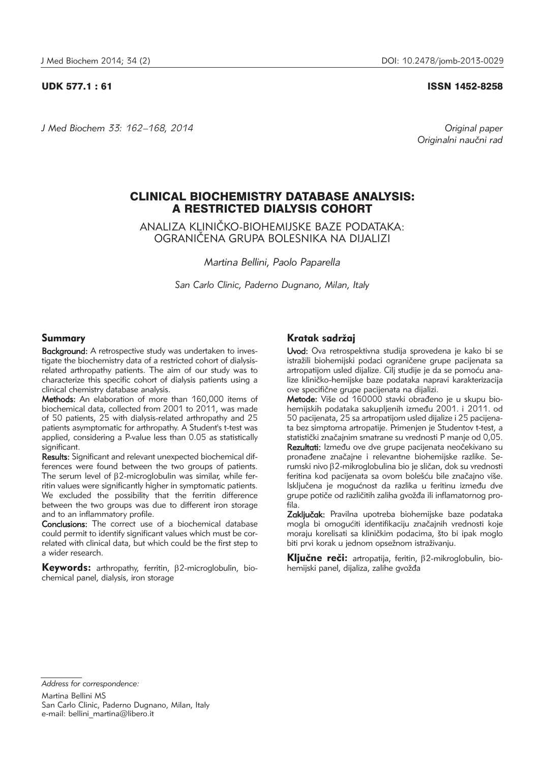UDK 577.1 : 61 ISSN 1452-8258

*J Med Biochem 33: 162–168, 2014*

*Original paper*
*Originalni naučni rad*

# CLINICAL BIOCHEMISTRY DATABASE ANALYSIS: A RESTRICTED DIALYSIS COHORT

## ANALIZA KLINIČKO-BIOHEMIJSKE BAZE PODATAKA: OGRANIČENA GRUPA BOLESNIKA NA DIJALIZI

*Martina Bellini, Paolo Paparella*

*San Carlo Clinic, Paderno Dugnano, Milan, Italy*

### Summary

**Background:** A retrospective study was undertaken to investigate the biochemistry data of a restricted cohort of dialysis-related arthropathy patients. The aim of our study was to characterize this specific cohort of dialysis patients using a clinical chemistry database analysis.

**Methods:** An elaboration of more than 160,000 items of biochemical data, collected from 2001 to 2011, was made of 50 patients, 25 with dialysis-related arthropathy and 25 patients asymptomatic for arthropathy. A Student's t-test was applied, considering a P-value less than 0.05 as statistically significant.

**Results:** Significant and relevant unexpected biochemical differences were found between the two groups of patients. The serum level of β2-microglobulin was similar, while ferritin values were significantly higher in symptomatic patients. We excluded the possibility that the ferritin difference between the two groups was due to different iron storage and to an inflammatory profile.

**Conclusions:** The correct use of a biochemical database could permit to identify significant values which must be correlated with clinical data, but which could be the first step to a wider research.

**Keywords:** arthropathy, ferritin, β2-microglobulin, biochemical panel, dialysis, iron storage

### Kratak sadržaj

**Uvod:** Ova retrospektivna studija sprovedena je kako bi se istražili biohemijski podaci ograničene grupe pacijenata sa artropatijom usled dijalize. Cilj studije je da se pomoću analize kliničko-hemijske baze podataka napravi karakterizacija ove specifične grupe pacijenata na dijalizi.

**Metode:** Više od 160000 stavki obrađeno je u skupu biohemijskih podataka sakupljenih između 2001. i 2011. od 50 pacijenata, 25 sa artropatijom usled dijalize i 25 pacijenata bez simptoma artropatije. Primenjen je Studentov t-test, a statistički značajnim smatrane su vrednosti P manje od 0,05.

**Rezultati:** Između ove dve grupe pacijenata neočekivano su pronađene značajne i relevantne biohemijske razlike. Serumski nivo β2-mikroglobulina bio je sličan, dok su vrednosti feritina kod pacijenata sa ovom bolešću bile značajno više. Isključena je mogućnost da razlika u feritinu između dve grupe potiče od različitih zaliha gvožđa ili inflamatornog profila.

**Zaključak:** Pravilna upotreba biohemijske baze podataka mogla bi omogućiti identifikaciju značajnih vrednosti koje moraju korelisati sa kliničkim podacima, što bi ipak moglo biti prvi korak u jednom opsežnom istraživanju.

**Ključne reči:** artropatija, feritin, β2-mikroglobulin, biohemijski panel, dijaliza, zalihe gvožđa

*Address for correspondence:*

Martina Bellini MS
San Carlo Clinic, Paderno Dugnano, Milan, Italy
e-mail: bellini_martina@libero.it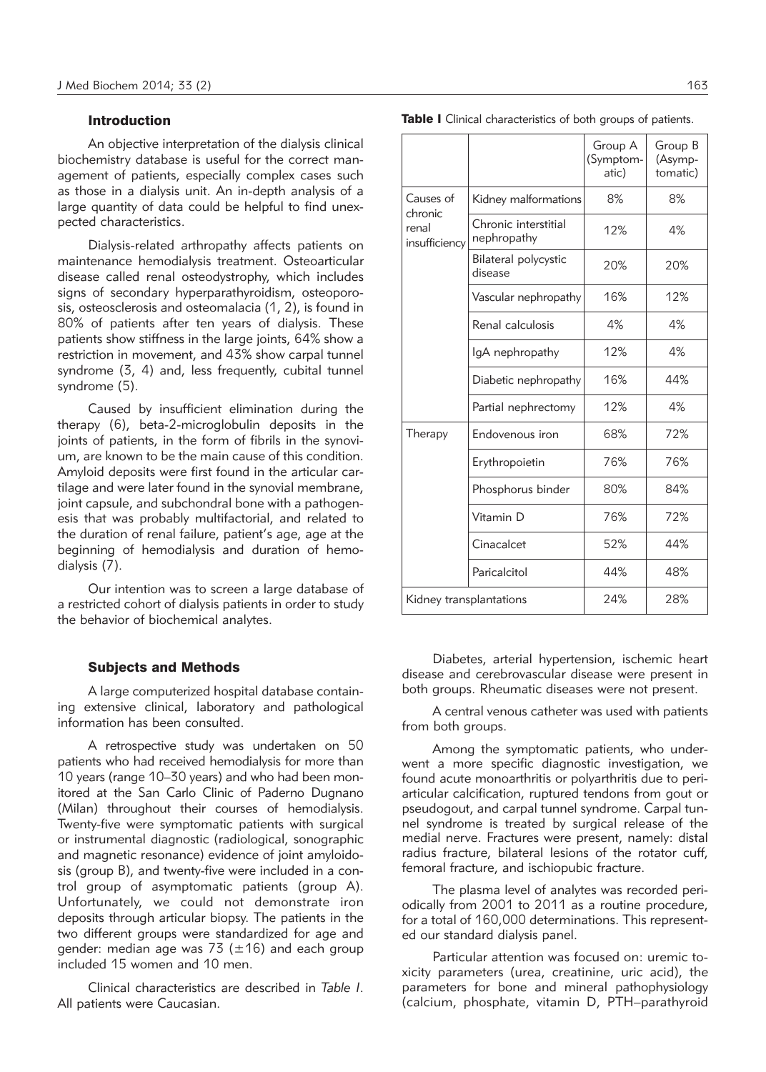## Introduction

An objective interpretation of the dialysis clinical biochemistry database is useful for the correct management of patients, especially complex cases such as those in a dialysis unit. An in-depth analysis of a large quantity of data could be helpful to find unexpected characteristics.

Dialysis-related arthropathy affects patients on maintenance hemodialysis treatment. Osteoarticular disease called renal osteodystrophy, which includes signs of secondary hyperparathyroidism, osteoporosis, osteosclerosis and osteomalacia (1, 2), is found in 80% of patients after ten years of dialysis. These patients show stiffness in the large joints, 64% show a restriction in movement, and 43% show carpal tunnel syndrome (3, 4) and, less frequently, cubital tunnel syndrome (5).

Caused by insufficient elimination during the therapy (6), beta-2-microglobulin deposits in the joints of patients, in the form of fibrils in the synovium, are known to be the main cause of this condition. Amyloid deposits were first found in the articular cartilage and were later found in the synovial membrane, joint capsule, and subchondral bone with a pathogenesis that was probably multifactorial, and related to the duration of renal failure, patient's age, age at the beginning of hemodialysis and duration of hemodialysis (7).

Our intention was to screen a large database of a restricted cohort of dialysis patients in order to study the behavior of biochemical analytes.

## Subjects and Methods

A large computerized hospital database containing extensive clinical, laboratory and pathological information has been consulted.

A retrospective study was undertaken on 50 patients who had received hemodialysis for more than 10 years (range 10–30 years) and who had been monitored at the San Carlo Clinic of Paderno Dugnano (Milan) throughout their courses of hemodialysis. Twenty-five were symptomatic patients with surgical or instrumental diagnostic (radiological, sonographic and magnetic resonance) evidence of joint amyloidosis (group B), and twenty-five were included in a control group of asymptomatic patients (group A). Unfortunately, we could not demonstrate iron deposits through articular biopsy. The patients in the two different groups were standardized for age and gender: median age was 73 (±16) and each group included 15 women and 10 men.

Clinical characteristics are described in *Table I*. All patients were Caucasian.

**Table I** Clinical characteristics of both groups of patients.

| | | Group A (Symptomatic) | Group B (Asymptomatic) |
|---|---|---|---|
| Causes of chronic renal insufficiency | Kidney malformations | 8% | 8% |
| | Chronic interstitial nephropathy | 12% | 4% |
| | Bilateral polycystic disease | 20% | 20% |
| | Vascular nephropathy | 16% | 12% |
| | Renal calculosis | 4% | 4% |
| | IgA nephropathy | 12% | 4% |
| | Diabetic nephropathy | 16% | 44% |
| | Partial nephrectomy | 12% | 4% |
| Therapy | Endovenous iron | 68% | 72% |
| | Erythropoietin | 76% | 76% |
| | Phosphorus binder | 80% | 84% |
| | Vitamin D | 76% | 72% |
| | Cinacalcet | 52% | 44% |
| | Paricalcitol | 44% | 48% |
| Kidney transplantations | | 24% | 28% |

Diabetes, arterial hypertension, ischemic heart disease and cerebrovascular disease were present in both groups. Rheumatic diseases were not present.

A central venous catheter was used with patients from both groups.

Among the symptomatic patients, who underwent a more specific diagnostic investigation, we found acute monoarthritis or polyarthritis due to periarticular calcification, ruptured tendons from gout or pseudogout, and carpal tunnel syndrome. Carpal tunnel syndrome is treated by surgical release of the medial nerve. Fractures were present, namely: distal radius fracture, bilateral lesions of the rotator cuff, femoral fracture, and ischiopubic fracture.

The plasma level of analytes was recorded periodically from 2001 to 2011 as a routine procedure, for a total of 160,000 determinations. This represented our standard dialysis panel.

Particular attention was focused on: uremic toxicity parameters (urea, creatinine, uric acid), the parameters for bone and mineral pathophysiology (calcium, phosphate, vitamin D, PTH–parathyroid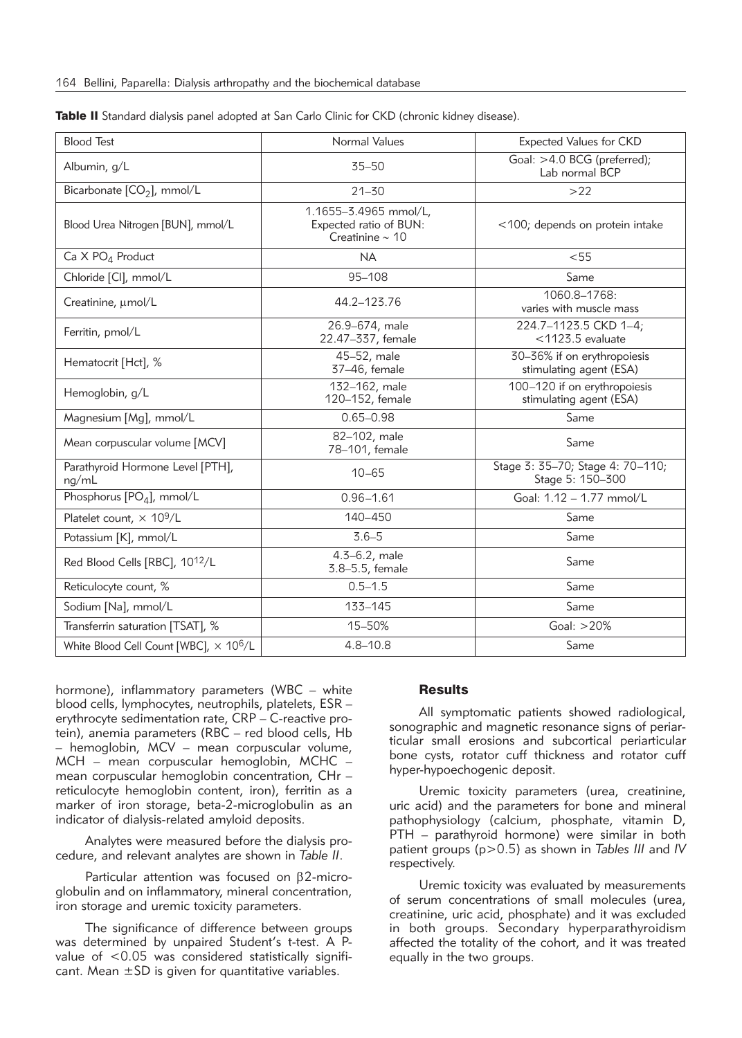**Table II** Standard dialysis panel adopted at San Carlo Clinic for CKD (chronic kidney disease).

| Blood Test | Normal Values | Expected Values for CKD |
|---|---|---|
| Albumin, g/L | 35–50 | Goal: >4.0 BCG (preferred); Lab normal BCP |
| Bicarbonate [$CO_2$], mmol/L | 21–30 | >22 |
| Blood Urea Nitrogen [BUN], mmol/L | 1.1655–3.4965 mmol/L, Expected ratio of BUN: Creatinine ~ 10 | <100; depends on protein intake |
| Ca X $PO_4$ Product | NA | <55 |
| Chloride [Cl], mmol/L | 95–108 | Same |
| Creatinine, μmol/L | 44.2–123.76 | 1060.8–1768: varies with muscle mass |
| Ferritin, pmol/L | 26.9–674, male 22.47–337, female | 224.7–1123.5 CKD 1–4; <1123.5 evaluate |
| Hematocrit [Hct], % | 45–52, male 37–46, female | 30–36% if on erythropoiesis stimulating agent (ESA) |
| Hemoglobin, g/L | 132–162, male 120–152, female | 100–120 if on erythropoiesis stimulating agent (ESA) |
| Magnesium [Mg], mmol/L | 0.65–0.98 | Same |
| Mean corpuscular volume [MCV] | 82–102, male 78–101, female | Same |
| Parathyroid Hormone Level [PTH], ng/mL | 10–65 | Stage 3: 35–70; Stage 4: 70–110; Stage 5: 150–300 |
| Phosphorus [$PO_4$], mmol/L | 0.96–1.61 | Goal: 1.12 – 1.77 mmol/L |
| Platelet count, $\times 10^9$/L | 140–450 | Same |
| Potassium [K], mmol/L | 3.6–5 | Same |
| Red Blood Cells [RBC], $10^{12}$/L | 4.3–6.2, male 3.8–5.5, female | Same |
| Reticulocyte count, % | 0.5–1.5 | Same |
| Sodium [Na], mmol/L | 133–145 | Same |
| Transferrin saturation [TSAT], % | 15–50% | Goal: >20% |
| White Blood Cell Count [WBC], $\times 10^6$/L | 4.8–10.8 | Same |

hormone), inflammatory parameters (WBC – white blood cells, lymphocytes, neutrophils, platelets, ESR – erythrocyte sedimentation rate, CRP – C-reactive protein), anemia parameters (RBC – red blood cells, Hb – hemoglobin, MCV – mean corpuscular volume, MCH – mean corpuscular hemoglobin, MCHC – mean corpuscular hemoglobin concentration, CHr – reticulocyte hemoglobin content, iron), ferritin as a marker of iron storage, beta-2-microglobulin as an indicator of dialysis-related amyloid deposits.

Analytes were measured before the dialysis procedure, and relevant analytes are shown in *Table II*.

Particular attention was focused on β2-microglobulin and on inflammatory, mineral concentration, iron storage and uremic toxicity parameters.

The significance of difference between groups was determined by unpaired Student's t-test. A P-value of $<0.05$ was considered statistically significant. Mean ±SD is given for quantitative variables.

## Results

All symptomatic patients showed radiological, sonographic and magnetic resonance signs of periarticular small erosions and subcortical periarticular bone cysts, rotator cuff thickness and rotator cuff hyper-hypoechogenic deposit.

Uremic toxicity parameters (urea, creatinine, uric acid) and the parameters for bone and mineral pathophysiology (calcium, phosphate, vitamin D, PTH – parathyroid hormone) were similar in both patient groups ($p>0.5$) as shown in *Tables III* and *IV* respectively.

Uremic toxicity was evaluated by measurements of serum concentrations of small molecules (urea, creatinine, uric acid, phosphate) and it was excluded in both groups. Secondary hyperparathyroidism affected the totality of the cohort, and it was treated equally in the two groups.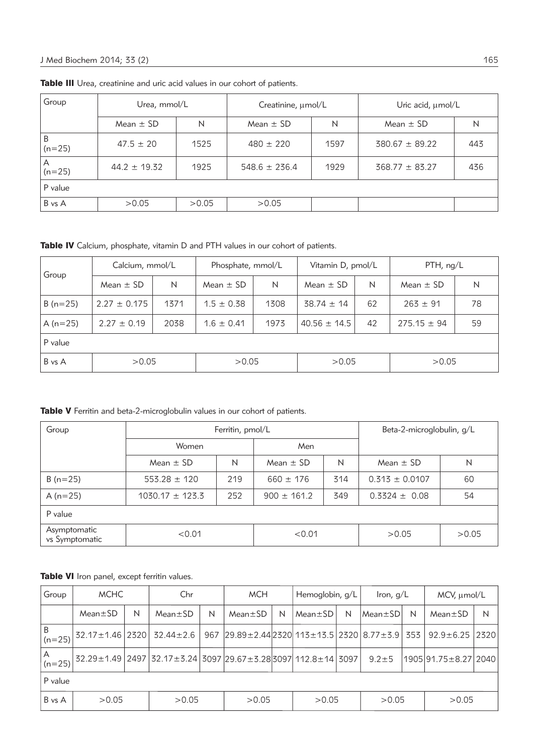**Table III** Urea, creatinine and uric acid values in our cohort of patients.

| Group | Urea, mmol/L | | Creatinine, μmol/L | | Uric acid, μmol/L | |
|---|---|---|---|---|---|---|
| | Mean ± SD | N | Mean ± SD | N | Mean ± SD | N |
| B (n=25) | 47.5 ± 20 | 1525 | 480 ± 220 | 1597 | 380.67 ± 89.22 | 443 |
| A (n=25) | 44.2 ± 19.32 | 1925 | 548.6 ± 236.4 | 1929 | 368.77 ± 83.27 | 436 |
| P value | | | | | | |
| B vs A | >0.05 | >0.05 | >0.05 | | | |

**Table IV** Calcium, phosphate, vitamin D and PTH values in our cohort of patients.

| Group | Calcium, mmol/L | | Phosphate, mmol/L | | Vitamin D, pmol/L | | PTH, ng/L | |
|---|---|---|---|---|---|---|---|---|
| | Mean ± SD | N | Mean ± SD | N | Mean ± SD | N | Mean ± SD | N |
| B (n=25) | 2.27 ± 0.175 | 1371 | 1.5 ± 0.38 | 1308 | 38.74 ± 14 | 62 | 263 ± 91 | 78 |
| A (n=25) | 2.27 ± 0.19 | 2038 | 1.6 ± 0.41 | 1973 | 40.56 ± 14.5 | 42 | 275.15 ± 94 | 59 |
| P value | | | | | | | | |
| B vs A | >0.05 | | >0.05 | | >0.05 | | >0.05 | |

**Table V** Ferritin and beta-2-microglobulin values in our cohort of patients.

| Group | Ferritin, pmol/L | | | | Beta-2-microglobulin, g/L | |
|---|---|---|---|---|---|---|
| | Women | | Men | | | |
| | Mean ± SD | N | Mean ± SD | N | Mean ± SD | N |
| B (n=25) | 553.28 ± 120 | 219 | 660 ± 176 | 314 | 0.313 ± 0.0107 | 60 |
| A (n=25) | 1030.17 ± 123.3 | 252 | 900 ± 161.2 | 349 | 0.3324 ± 0.08 | 54 |
| P value | | | | | | |
| Asymptomatic vs Symptomatic | <0.01 | | <0.01 | | >0.05 | >0.05 |

**Table VI** Iron panel, except ferritin values.

| Group | MCHC | | Chr | | MCH | | Hemoglobin, g/L | | Iron, g/L | | MCV, μmol/L | |
|---|---|---|---|---|---|---|---|---|---|---|---|---|
| | Mean±SD | N | Mean±SD | N | Mean±SD | N | Mean±SD | N | Mean±SD | N | Mean±SD | N |
| B (n=25) | 32.17±1.46 | 2320 | 32.44±2.6 | 967 | 29.89±2.44 | 2320 | 113±13.5 | 2320 | 8.77±3.9 | 353 | 92.9±6.25 | 2320 |
| A (n=25) | 32.29±1.49 | 2497 | 32.17±3.24 | 3097 | 29.67±3.28 | 3097 | 112.8±14 | 3097 | 9.2±5 | 1905 | 91.75±8.27 | 2040 |
| P value | | | | | | | | | | | | |
| B vs A | >0.05 | | >0.05 | | >0.05 | | >0.05 | | >0.05 | | >0.05 | |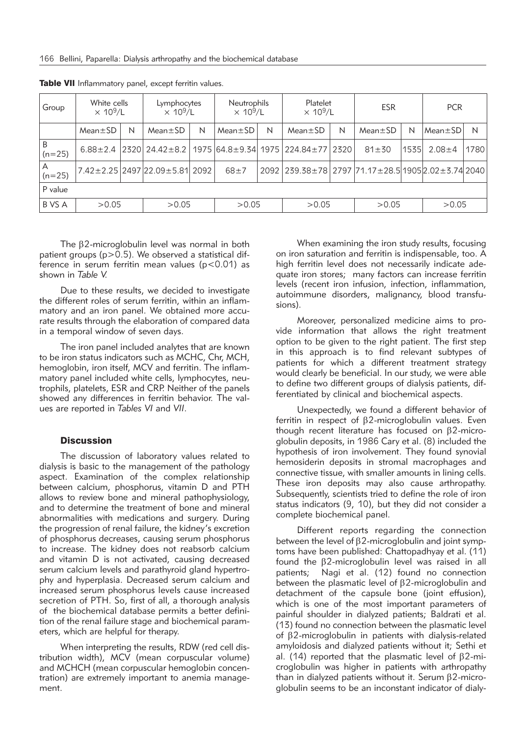**Table VII** Inflammatory panel, except ferritin values.

| Group | White cells $\times 10^9$/L | | Lymphocytes $\times 10^9$/L | | Neutrophils $\times 10^9$/L | | Platelet $\times 10^9$/L | | ESR | | PCR | |
|---|---|---|---|---|---|---|---|---|---|---|---|---|
| | Mean±SD | N | Mean±SD | N | Mean±SD | N | Mean±SD | N | Mean±SD | N | Mean±SD | N |
| B (n=25) | 6.88±2.4 | 2320 | 24.42±8.2 | 1975 | 64.8±9.34 | 1975 | 224.84±77 | 2320 | 81±30 | 1535 | 2.08±4 | 1780 |
| A (n=25) | 7.42±2.25 | 2497 | 22.09±5.81 | 2092 | 68±7 | 2092 | 239.38±78 | 2797 | 71.17±28.5 | 1905 | 2.02±3.74 | 2040 |
| P value | | | | | | | | | | | | |
| B VS A | >0.05 | | >0.05 | | >0.05 | | >0.05 | | >0.05 | | >0.05 | |

The β2-microglobulin level was normal in both patient groups ($p>0.5$). We observed a statistical difference in serum ferritin mean values ($p<0.01$) as shown in *Table V*.

Due to these results, we decided to investigate the different roles of serum ferritin, within an inflammatory and an iron panel. We obtained more accurate results through the elaboration of compared data in a temporal window of seven days.

The iron panel included analytes that are known to be iron status indicators such as MCHC, Chr, MCH, hemoglobin, iron itself, MCV and ferritin. The inflammatory panel included white cells, lymphocytes, neutrophils, platelets, ESR and CRP. Neither of the panels showed any differences in ferritin behavior. The values are reported in *Tables VI* and *VII*.

## Discussion

The discussion of laboratory values related to dialysis is basic to the management of the pathology aspect. Examination of the complex relationship between calcium, phosphorus, vitamin D and PTH allows to review bone and mineral pathophysiology, and to determine the treatment of bone and mineral abnormalities with medications and surgery. During the progression of renal failure, the kidney's excretion of phosphorus decreases, causing serum phosphorus to increase. The kidney does not reabsorb calcium and vitamin D is not activated, causing decreased serum calcium levels and parathyroid gland hypertrophy and hyperplasia. Decreased serum calcium and increased serum phosphorus levels cause increased secretion of PTH. So, first of all, a thorough analysis of the biochemical database permits a better definition of the renal failure stage and biochemical parameters, which are helpful for therapy.

When interpreting the results, RDW (red cell distribution width), MCV (mean corpuscular volume) and MCHCH (mean corpuscular hemoglobin concentration) are extremely important to anemia management.

When examining the iron study results, focusing on iron saturation and ferritin is indispensable, too. A high ferritin level does not necessarily indicate adequate iron stores; many factors can increase ferritin levels (recent iron infusion, infection, inflammation, autoimmune disorders, malignancy, blood transfusions).

Moreover, personalized medicine aims to provide information that allows the right treatment option to be given to the right patient. The first step in this approach is to find relevant subtypes of patients for which a different treatment strategy would clearly be beneficial. In our study, we were able to define two different groups of dialysis patients, differentiated by clinical and biochemical aspects.

Unexpectedly, we found a different behavior of ferritin in respect of β2-microglobulin values. Even though recent literature has focused on β2-microglobulin deposits, in 1986 Cary et al. (8) included the hypothesis of iron involvement. They found synovial hemosiderin deposits in stromal macrophages and connective tissue, with smaller amounts in lining cells. These iron deposits may also cause arthropathy. Subsequently, scientists tried to define the role of iron status indicators (9, 10), but they did not consider a complete biochemical panel.

Different reports regarding the connection between the level of β2-microglobulin and joint symptoms have been published: Chattopadhyay et al. (11) found the β2-microglobulin level was raised in all patients; Nagi et al. (12) found no connection between the plasmatic level of β2-microglobulin and detachment of the capsule bone (joint effusion), which is one of the most important parameters of painful shoulder in dialyzed patients; Baldrati et al. (13) found no connection between the plasmatic level of β2-microglobulin in patients with dialysis-related amyloidosis and dialyzed patients without it; Sethi et al. (14) reported that the plasmatic level of β2-microglobulin was higher in patients with arthropathy than in dialyzed patients without it. Serum β2-microglobulin seems to be an inconstant indicator of dialy-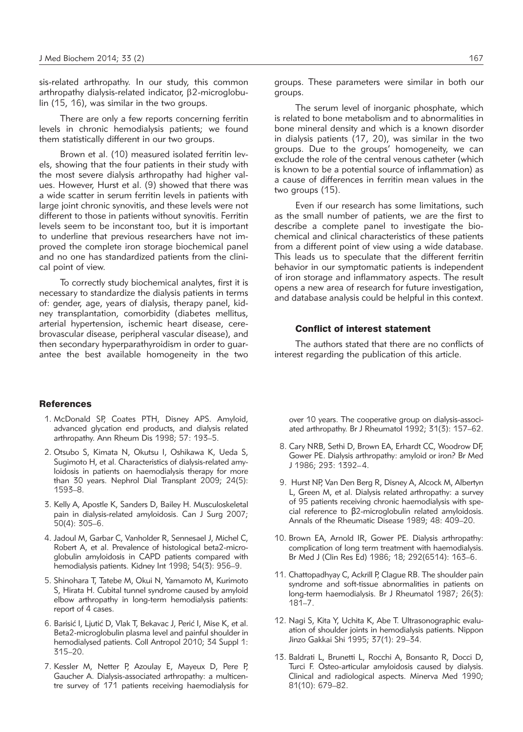sis-related arthropathy. In our study, this common arthropathy dialysis-related indicator, β2-microglobulin (15, 16), was similar in the two groups.

There are only a few reports concerning ferritin levels in chronic hemodialysis patients; we found them statistically different in our two groups.

Brown et al. (10) measured isolated ferritin levels, showing that the four patients in their study with the most severe dialysis arthropathy had higher values. However, Hurst et al. (9) showed that there was a wide scatter in serum ferritin levels in patients with large joint chronic synovitis, and these levels were not different to those in patients without synovitis. Ferritin levels seem to be inconstant too, but it is important to underline that previous researchers have not improved the complete iron storage biochemical panel and no one has standardized patients from the clinical point of view.

To correctly study biochemical analytes, first it is necessary to standardize the dialysis patients in terms of: gender, age, years of dialysis, therapy panel, kidney transplantation, comorbidity (diabetes mellitus, arterial hypertension, ischemic heart disease, cerebrovascular disease, peripheral vascular disease), and then secondary hyperparathyroidism in order to guarantee the best available homogeneity in the two groups. These parameters were similar in both our groups.

The serum level of inorganic phosphate, which is related to bone metabolism and to abnormalities in bone mineral density and which is a known disorder in dialysis patients (17, 20), was similar in the two groups. Due to the groups' homogeneity, we can exclude the role of the central venous catheter (which is known to be a potential source of inflammation) as a cause of differences in ferritin mean values in the two groups (15).

Even if our research has some limitations, such as the small number of patients, we are the first to describe a complete panel to investigate the biochemical and clinical characteristics of these patients from a different point of view using a wide database. This leads us to speculate that the different ferritin behavior in our symptomatic patients is independent of iron storage and inflammatory aspects. The result opens a new area of research for future investigation, and database analysis could be helpful in this context.

## Conflict of interest statement

The authors stated that there are no conflicts of interest regarding the publication of this article.

## References

1. McDonald SP, Coates PTH, Disney APS. Amyloid, advanced glycation end products, and dialysis related arthropathy. Ann Rheum Dis 1998; 57: 193–5.
2. Otsubo S, Kimata N, Okutsu I, Oshikawa K, Ueda S, Sugimoto H, et al. Characteristics of dialysis-related amyloidosis in patients on haemodialysis therapy for more than 30 years. Nephrol Dial Transplant 2009; 24(5): 1593–8.
3. Kelly A, Apostle K, Sanders D, Bailey H. Musculoskeletal pain in dialysis-related amyloidosis. Can J Surg 2007; 50(4): 305–6.
4. Jadoul M, Garbar C, Vanholder R, Sennesael J, Michel C, Robert A, et al. Prevalence of histological beta2-microglobulin amyloidosis in CAPD patients compared with hemodialysis patients. Kidney Int 1998; 54(3): 956–9.
5. Shinohara T, Tatebe M, Okui N, Yamamoto M, Kurimoto S, Hirata H. Cubital tunnel syndrome caused by amyloid elbow arthropathy in long-term hemodialysis patients: report of 4 cases.
6. Barisić I, Ljutić D, Vlak T, Bekavac J, Perić I, Mise K, et al. Beta2-microglobulin plasma level and painful shoulder in hemodialysed patients. Coll Antropol 2010; 34 Suppl 1: 315–20.
7. Kessler M, Netter P, Azoulay E, Mayeux D, Pere P, Gaucher A. Dialysis-associated arthropathy: a multicentre survey of 171 patients receiving haemodialysis for over 10 years. The cooperative group on dialysis-associated arthropathy. Br J Rheumatol 1992; 31(3): 157–62.
8. Cary NRB, Sethi D, Brown EA, Erhardt CC, Woodrow DF, Gower PE. Dialysis arthropathy: amyloid or iron? Br Med J 1986; 293: 1392–4.
9. Hurst NP, Van Den Berg R, Disney A, Alcock M, Albertyn L, Green M, et al. Dialysis related arthropathy: a survey of 95 patients receiving chronic haemodialysis with special reference to β2-microglobulin related amyloidosis. Annals of the Rheumatic Disease 1989; 48: 409–20.
10. Brown EA, Arnold IR, Gower PE. Dialysis arthropathy: complication of long term treatment with haemodialysis. Br Med J (Clin Res Ed) 1986; 18; 292(6514): 163–6.
11. Chattopadhyay C, Ackrill P, Clague RB. The shoulder pain syndrome and soft-tissue abnormalities in patients on long-term haemodialysis. Br J Rheumatol 1987; 26(3): 181–7.
12. Nagi S, Kita Y, Uchita K, Abe T. Ultrasonographic evaluation of shoulder joints in hemodialysis patients. Nippon Jinzo Gakkai Shi 1995; 37(1): 29–34.
13. Baldrati L, Brunetti L, Rocchi A, Bonsanto R, Docci D, Turci F. Osteo-articular amyloidosis caused by dialysis. Clinical and radiological aspects. Minerva Med 1990; 81(10): 679–82.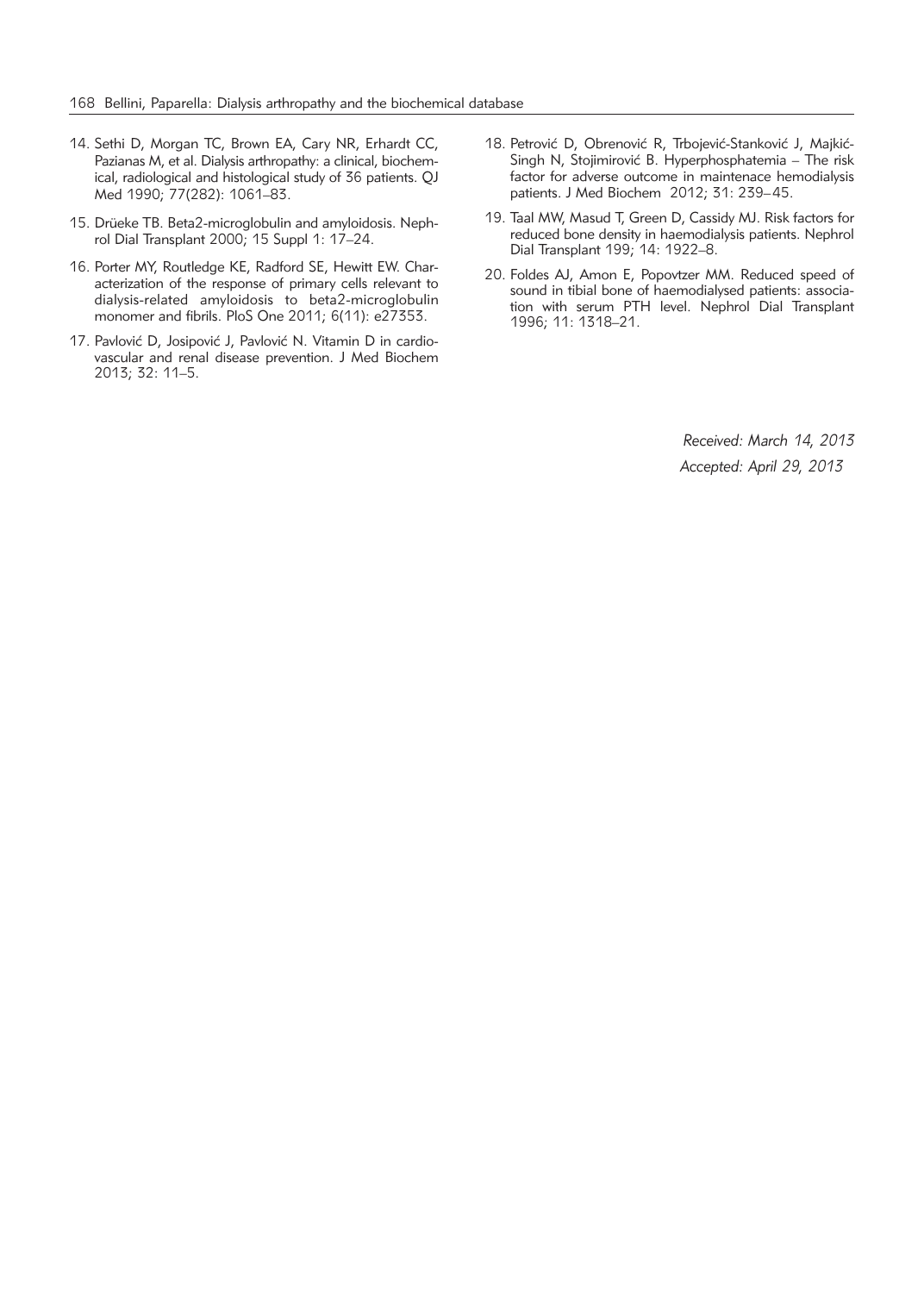14. Sethi D, Morgan TC, Brown EA, Cary NR, Erhardt CC, Pazianas M, et al. Dialysis arthropathy: a clinical, biochemical, radiological and histological study of 36 patients. QJ Med 1990; 77(282): 1061–83.

15. Drüeke TB. Beta2-microglobulin and amyloidosis. Nephrol Dial Transplant 2000; 15 Suppl 1: 17–24.

16. Porter MY, Routledge KE, Radford SE, Hewitt EW. Characterization of the response of primary cells relevant to dialysis-related amyloidosis to beta2-microglobulin monomer and fibrils. PloS One 2011; 6(11): e27353.

17. Pavlović D, Josipović J, Pavlović N. Vitamin D in cardiovascular and renal disease prevention. J Med Biochem 2013; 32: 11–5.

18. Petrović D, Obrenović R, Trbojević-Stanković J, Majkić-Singh N, Stojimirović B. Hyperphosphatemia – The risk factor for adverse outcome in maintenace hemodialysis patients. J Med Biochem 2012; 31: 239–45.

19. Taal MW, Masud T, Green D, Cassidy MJ. Risk factors for reduced bone density in haemodialysis patients. Nephrol Dial Transplant 199; 14: 1922–8.

20. Foldes AJ, Amon E, Popovtzer MM. Reduced speed of sound in tibial bone of haemodialysed patients: association with serum PTH level. Nephrol Dial Transplant 1996; 11: 1318–21.

*Received: March 14, 2013*
*Accepted: April 29, 2013*